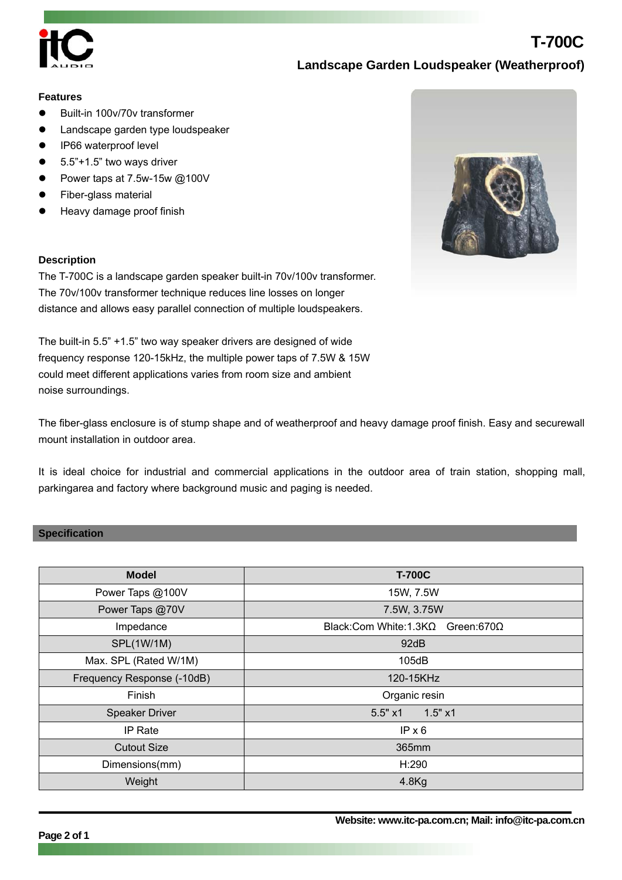# T-700C

## Landscape Garden Loudspeaker (Weatherproof)

### Features

- Built-in 100v/70v transformer
- Landscape garden type loudspeaker
- IP66 waterproof level
- 5.5”+1.5” two ways driver
- Power taps at 7.5w-15w @100V
- Fiber-glass material
- Heavy damage proof finish

### Description

The T-700C is a landscape garden speaker built-in 70v/100v transformer. The 70v/100v transformer technique reduces line losses on longer distance and allows easy parallel connection of multiple loudspeakers.

The built-in 5.5” +1.5” two way speaker drivers are designed of wide frequency response 120-15kHz, the multiple power taps of 7.5W & 15W could meet different applications varies from room size and ambient noise surroundings.

The fiber-glass enclosure is of stump shape and of weatherproof and heavy damage proof finish. Easy and securewall mount installation in outdoor area.

It is ideal choice for industrial and commercial applications in the outdoor area of train station, shopping mall, parkingarea and factory where background music and paging is needed.

### Specification

| Model | T-700C |
|---|---|
| Power Taps @100V | 15W, 7.5W |
| Power Taps @70V | 7.5W, 3.75W |
| Impedance | Black:Com White:1.3KΩ  Green:670Ω |
| SPL(1W/1M) | 92dB |
| Max. SPL (Rated W/1M) | 105dB |
| Frequency Response (-10dB) | 120-15KHz |
| Finish | Organic resin |
| Speaker Driver | 5.5" x1  1.5" x1 |
| IP Rate | IP x 6 |
| Cutout Size | 365mm |
| Dimensions(mm) | H:290 |
| Weight | 4.8Kg |

Website: www.itc-pa.com.cn; Mail: info@itc-pa.com.cn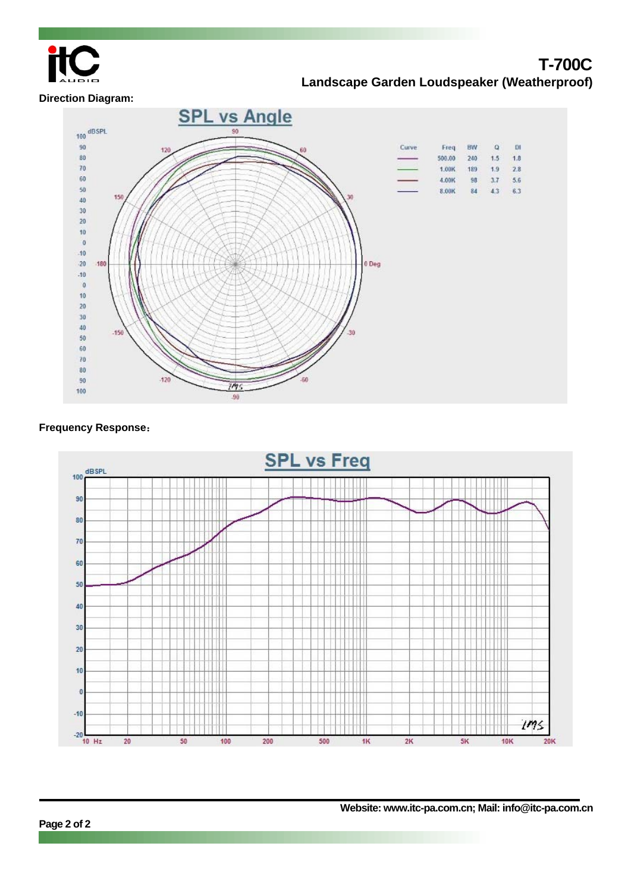**Direction Diagram:**

SPL vs Angle

dBSPL

100
90
80
70
60
50
40
30
20
10
0
-10
-20
-10
0
10
20
30
40
50
60
70
80
90
100

90
60
30
0 Deg
-30
-60
-90
-120
-150
180
150
120

IMS

Curve Freq BW Q DI
500.00 240 1.5 1.8
1.00K 189 1.9 2.8
4.00K 98 3.7 5.6
8.00K 84 4.3 6.3

**Frequency Response**：

SPL vs Freq

dBSPL

100
90
80
70
60
50
40
30
20
10
0
-10
-20

10 Hz 20 50 100 200 500 1K 2K 5K 10K 20K

IMS

**Website: www.itc-pa.com.cn; Mail: info@itc-pa.com.cn**